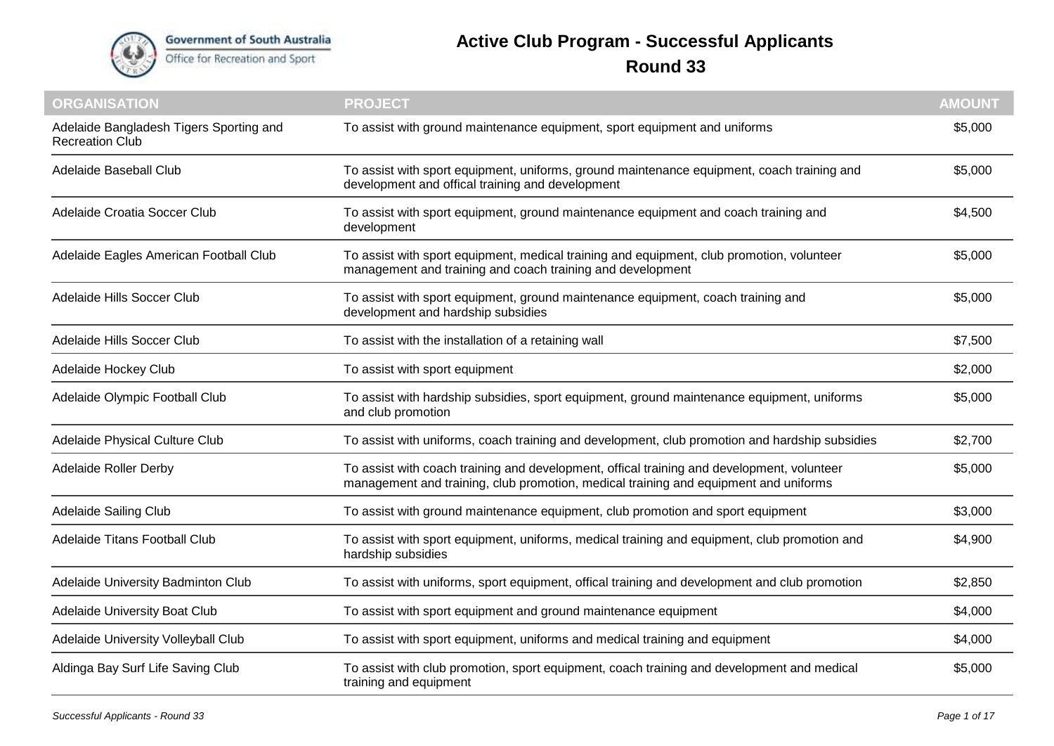Government of South Australia
Office for Recreation and Sport

# Active Club Program - Successful Applicants

## Round 33

| ORGANISATION | PROJECT | AMOUNT |
|---|---|---|
| Adelaide Bangladesh Tigers Sporting and Recreation Club | To assist with ground maintenance equipment, sport equipment and uniforms | $5,000 |
| Adelaide Baseball Club | To assist with sport equipment, uniforms, ground maintenance equipment, coach training and development and offical training and development | $5,000 |
| Adelaide Croatia Soccer Club | To assist with sport equipment, ground maintenance equipment and coach training and development | $4,500 |
| Adelaide Eagles American Football Club | To assist with sport equipment, medical training and equipment, club promotion, volunteer management and training and coach training and development | $5,000 |
| Adelaide Hills Soccer Club | To assist with sport equipment, ground maintenance equipment, coach training and development and hardship subsidies | $5,000 |
| Adelaide Hills Soccer Club | To assist with the installation of a retaining wall | $7,500 |
| Adelaide Hockey Club | To assist with sport equipment | $2,000 |
| Adelaide Olympic Football Club | To assist with hardship subsidies, sport equipment, ground maintenance equipment, uniforms and club promotion | $5,000 |
| Adelaide Physical Culture Club | To assist with uniforms, coach training and development, club promotion and hardship subsidies | $2,700 |
| Adelaide Roller Derby | To assist with coach training and development, offical training and development, volunteer management and training, club promotion, medical training and equipment and uniforms | $5,000 |
| Adelaide Sailing Club | To assist with ground maintenance equipment, club promotion and sport equipment | $3,000 |
| Adelaide Titans Football Club | To assist with sport equipment, uniforms, medical training and equipment, club promotion and hardship subsidies | $4,900 |
| Adelaide University Badminton Club | To assist with uniforms, sport equipment, offical training and development and club promotion | $2,850 |
| Adelaide University Boat Club | To assist with sport equipment and ground maintenance equipment | $4,000 |
| Adelaide University Volleyball Club | To assist with sport equipment, uniforms and medical training and equipment | $4,000 |
| Aldinga Bay Surf Life Saving Club | To assist with club promotion, sport equipment, coach training and development and medical training and equipment | $5,000 |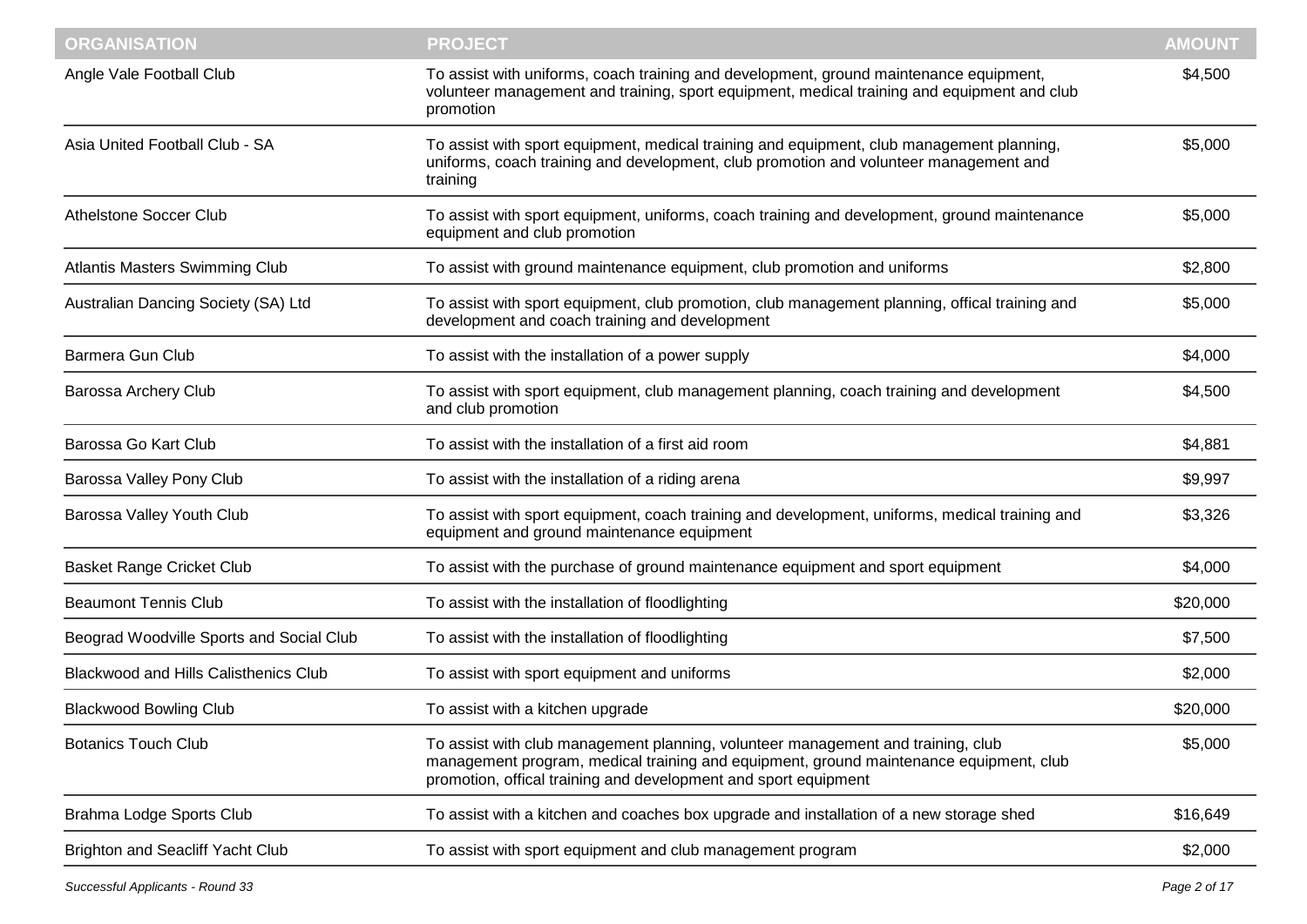| ORGANISATION | PROJECT | AMOUNT |
| --- | --- | --- |
| Angle Vale Football Club | To assist with uniforms, coach training and development, ground maintenance equipment, volunteer management and training, sport equipment, medical training and equipment and club promotion | $4,500 |
| Asia United Football Club - SA | To assist with sport equipment, medical training and equipment, club management planning, uniforms, coach training and development, club promotion and volunteer management and training | $5,000 |
| Athelstone Soccer Club | To assist with sport equipment, uniforms, coach training and development, ground maintenance equipment and club promotion | $5,000 |
| Atlantis Masters Swimming Club | To assist with ground maintenance equipment, club promotion and uniforms | $2,800 |
| Australian Dancing Society (SA) Ltd | To assist with sport equipment, club promotion, club management planning, offical training and development and coach training and development | $5,000 |
| Barmera Gun Club | To assist with the installation of a power supply | $4,000 |
| Barossa Archery Club | To assist with sport equipment, club management planning, coach training and development and club promotion | $4,500 |
| Barossa Go Kart Club | To assist with the installation of a first aid room | $4,881 |
| Barossa Valley Pony Club | To assist with the installation of a riding arena | $9,997 |
| Barossa Valley Youth Club | To assist with sport equipment, coach training and development, uniforms, medical training and equipment and ground maintenance equipment | $3,326 |
| Basket Range Cricket Club | To assist with the purchase of ground maintenance equipment and sport equipment | $4,000 |
| Beaumont Tennis Club | To assist with the installation of floodlighting | $20,000 |
| Beograd Woodville Sports and Social Club | To assist with the installation of floodlighting | $7,500 |
| Blackwood and Hills Calisthenics Club | To assist with sport equipment and uniforms | $2,000 |
| Blackwood Bowling Club | To assist with a kitchen upgrade | $20,000 |
| Botanics Touch Club | To assist with club management planning, volunteer management and training, club management program, medical training and equipment, ground maintenance equipment, club promotion, offical training and development and sport equipment | $5,000 |
| Brahma Lodge Sports Club | To assist with a kitchen and coaches box upgrade and installation of a new storage shed | $16,649 |
| Brighton and Seacliff Yacht Club | To assist with sport equipment and club management program | $2,000 |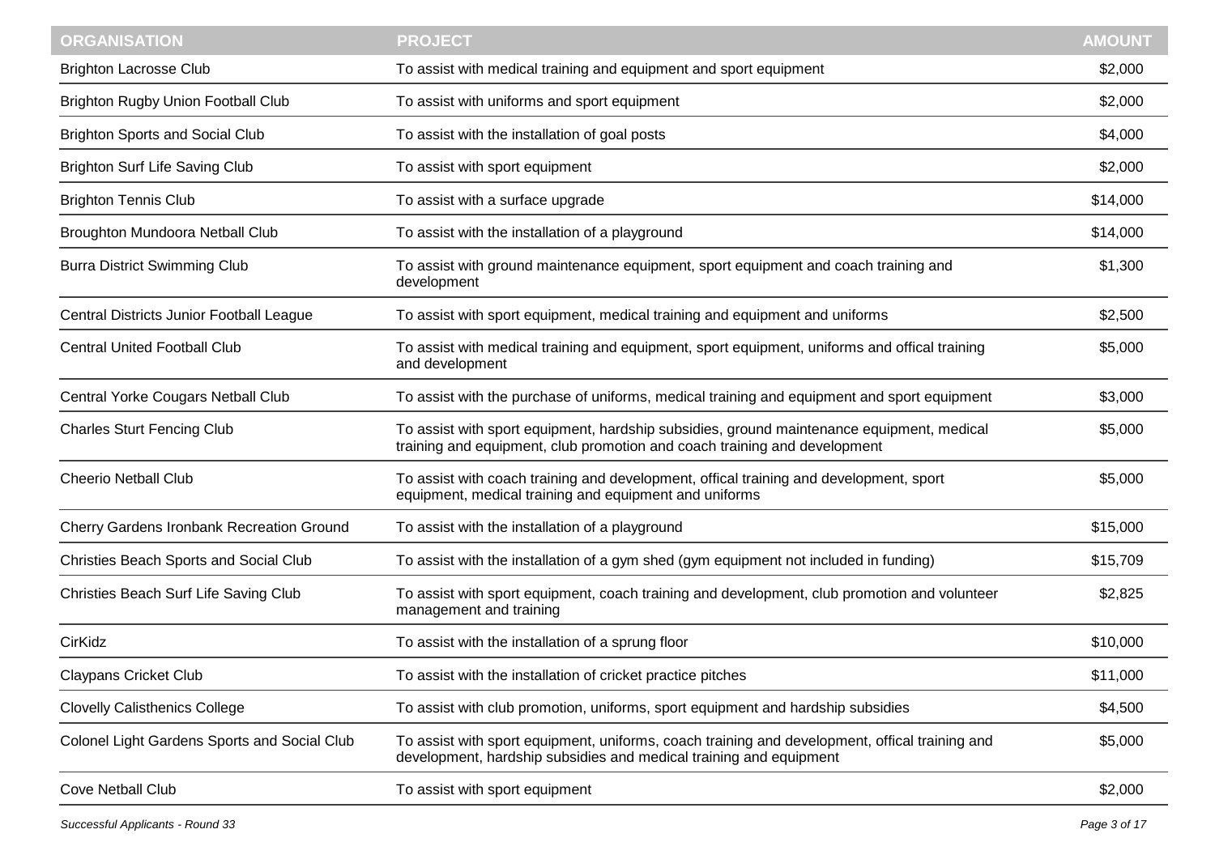| ORGANISATION | PROJECT | AMOUNT |
| --- | --- | --- |
| Brighton Lacrosse Club | To assist with medical training and equipment and sport equipment | $2,000 |
| Brighton Rugby Union Football Club | To assist with uniforms and sport equipment | $2,000 |
| Brighton Sports and Social Club | To assist with the installation of goal posts | $4,000 |
| Brighton Surf Life Saving Club | To assist with sport equipment | $2,000 |
| Brighton Tennis Club | To assist with a surface upgrade | $14,000 |
| Broughton Mundoora Netball Club | To assist with the installation of a playground | $14,000 |
| Burra District Swimming Club | To assist with ground maintenance equipment, sport equipment and coach training and development | $1,300 |
| Central Districts Junior Football League | To assist with sport equipment, medical training and equipment and uniforms | $2,500 |
| Central United Football Club | To assist with medical training and equipment, sport equipment, uniforms and offical training and development | $5,000 |
| Central Yorke Cougars Netball Club | To assist with the purchase of uniforms, medical training and equipment and sport equipment | $3,000 |
| Charles Sturt Fencing Club | To assist with sport equipment, hardship subsidies, ground maintenance equipment, medical training and equipment, club promotion and coach training and development | $5,000 |
| Cheerio Netball Club | To assist with coach training and development, offical training and development, sport equipment, medical training and equipment and uniforms | $5,000 |
| Cherry Gardens Ironbank Recreation Ground | To assist with the installation of a playground | $15,000 |
| Christies Beach Sports and Social Club | To assist with the installation of a gym shed (gym equipment not included in funding) | $15,709 |
| Christies Beach Surf Life Saving Club | To assist with sport equipment, coach training and development, club promotion and volunteer management and training | $2,825 |
| CirKidz | To assist with the installation of a sprung floor | $10,000 |
| Claypans Cricket Club | To assist with the installation of cricket practice pitches | $11,000 |
| Clovelly Calisthenics College | To assist with club promotion, uniforms, sport equipment and hardship subsidies | $4,500 |
| Colonel Light Gardens Sports and Social Club | To assist with sport equipment, uniforms, coach training and development, offical training and development, hardship subsidies and medical training and equipment | $5,000 |
| Cove Netball Club | To assist with sport equipment | $2,000 |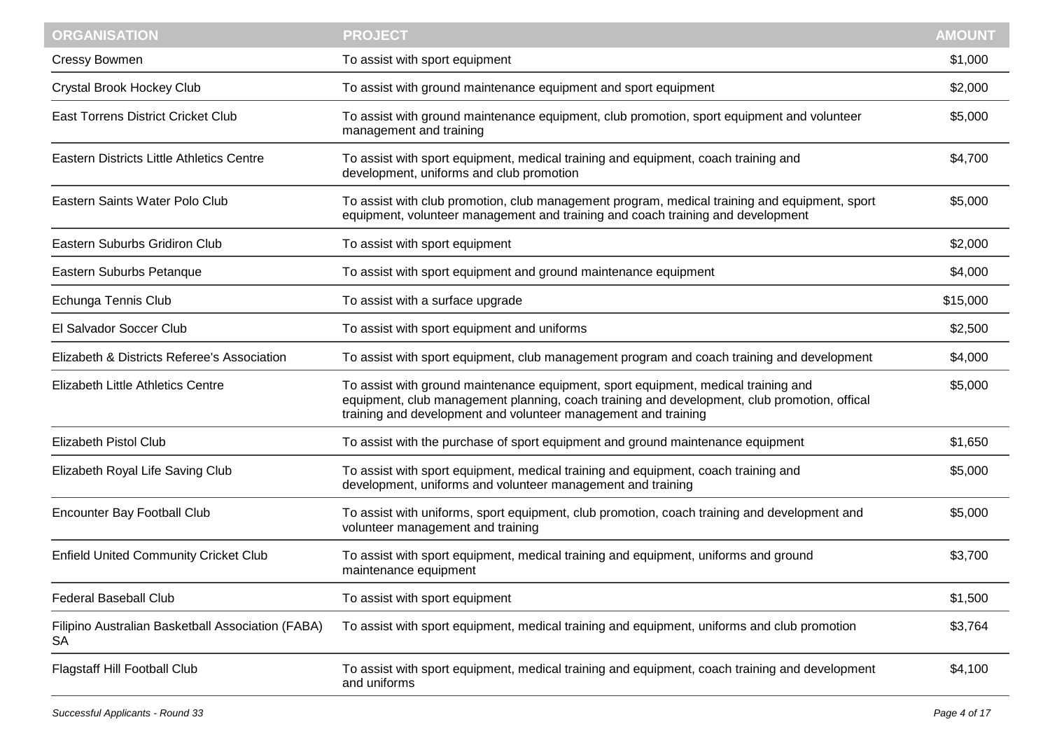| ORGANISATION | PROJECT | AMOUNT |
| --- | --- | --- |
| Cressy Bowmen | To assist with sport equipment | $1,000 |
| Crystal Brook Hockey Club | To assist with ground maintenance equipment and sport equipment | $2,000 |
| East Torrens District Cricket Club | To assist with ground maintenance equipment, club promotion, sport equipment and volunteer management and training | $5,000 |
| Eastern Districts Little Athletics Centre | To assist with sport equipment, medical training and equipment, coach training and development, uniforms and club promotion | $4,700 |
| Eastern Saints Water Polo Club | To assist with club promotion, club management program, medical training and equipment, sport equipment, volunteer management and training and coach training and development | $5,000 |
| Eastern Suburbs Gridiron Club | To assist with sport equipment | $2,000 |
| Eastern Suburbs Petanque | To assist with sport equipment and ground maintenance equipment | $4,000 |
| Echunga Tennis Club | To assist with a surface upgrade | $15,000 |
| El Salvador Soccer Club | To assist with sport equipment and uniforms | $2,500 |
| Elizabeth & Districts Referee's Association | To assist with sport equipment, club management program and coach training and development | $4,000 |
| Elizabeth Little Athletics Centre | To assist with ground maintenance equipment, sport equipment, medical training and equipment, club management planning, coach training and development, club promotion, offical training and development and volunteer management and training | $5,000 |
| Elizabeth Pistol Club | To assist with the purchase of sport equipment and ground maintenance equipment | $1,650 |
| Elizabeth Royal Life Saving Club | To assist with sport equipment, medical training and equipment, coach training and development, uniforms and volunteer management and training | $5,000 |
| Encounter Bay Football Club | To assist with uniforms, sport equipment, club promotion, coach training and development and volunteer management and training | $5,000 |
| Enfield United Community Cricket Club | To assist with sport equipment, medical training and equipment, uniforms and ground maintenance equipment | $3,700 |
| Federal Baseball Club | To assist with sport equipment | $1,500 |
| Filipino Australian Basketball Association (FABA) SA | To assist with sport equipment, medical training and equipment, uniforms and club promotion | $3,764 |
| Flagstaff Hill Football Club | To assist with sport equipment, medical training and equipment, coach training and development and uniforms | $4,100 |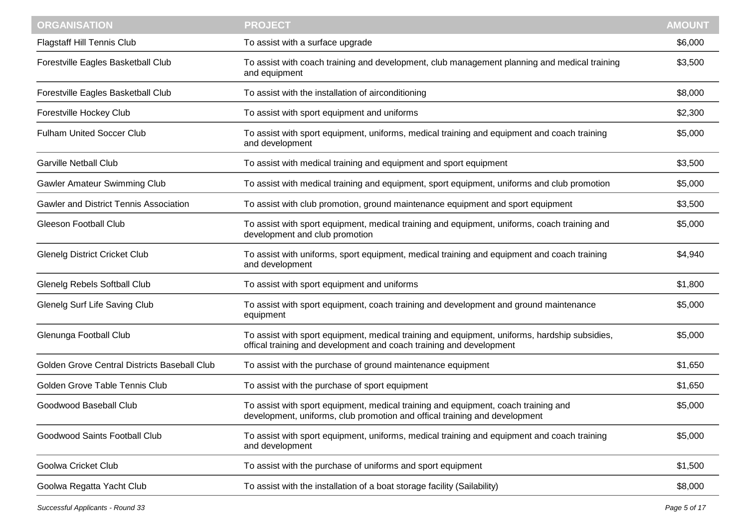| ORGANISATION | PROJECT | AMOUNT |
|---|---|---|
| Flagstaff Hill Tennis Club | To assist with a surface upgrade | $6,000 |
| Forestville Eagles Basketball Club | To assist with coach training and development, club management planning and medical training and equipment | $3,500 |
| Forestville Eagles Basketball Club | To assist with the installation of airconditioning | $8,000 |
| Forestville Hockey Club | To assist with sport equipment and uniforms | $2,300 |
| Fulham United Soccer Club | To assist with sport equipment, uniforms, medical training and equipment and coach training and development | $5,000 |
| Garville Netball Club | To assist with medical training and equipment and sport equipment | $3,500 |
| Gawler Amateur Swimming Club | To assist with medical training and equipment, sport equipment, uniforms and club promotion | $5,000 |
| Gawler and District Tennis Association | To assist with club promotion, ground maintenance equipment and sport equipment | $3,500 |
| Gleeson Football Club | To assist with sport equipment, medical training and equipment, uniforms, coach training and development and club promotion | $5,000 |
| Glenelg District Cricket Club | To assist with uniforms, sport equipment, medical training and equipment and coach training and development | $4,940 |
| Glenelg Rebels Softball Club | To assist with sport equipment and uniforms | $1,800 |
| Glenelg Surf Life Saving Club | To assist with sport equipment, coach training and development and ground maintenance equipment | $5,000 |
| Glenunga Football Club | To assist with sport equipment, medical training and equipment, uniforms, hardship subsidies, offical training and development and coach training and development | $5,000 |
| Golden Grove Central Districts Baseball Club | To assist with the purchase of ground maintenance equipment | $1,650 |
| Golden Grove Table Tennis Club | To assist with the purchase of sport equipment | $1,650 |
| Goodwood Baseball Club | To assist with sport equipment, medical training and equipment, coach training and development, uniforms, club promotion and offical training and development | $5,000 |
| Goodwood Saints Football Club | To assist with sport equipment, uniforms, medical training and equipment and coach training and development | $5,000 |
| Goolwa Cricket Club | To assist with the purchase of uniforms and sport equipment | $1,500 |
| Goolwa Regatta Yacht Club | To assist with the installation of a boat storage facility (Sailability) | $8,000 |

*Successful Applicants - Round 33*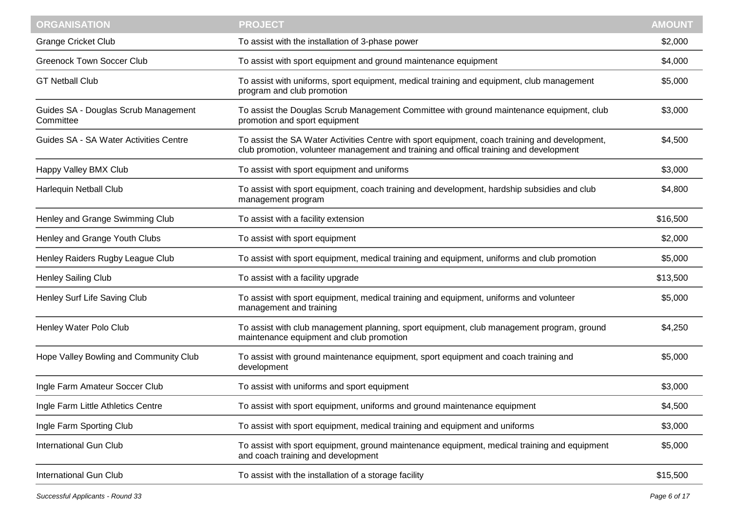| ORGANISATION | PROJECT | AMOUNT |
|---|---|---|
| Grange Cricket Club | To assist with the installation of 3-phase power | $2,000 |
| Greenock Town Soccer Club | To assist with sport equipment and ground maintenance equipment | $4,000 |
| GT Netball Club | To assist with uniforms, sport equipment, medical training and equipment, club management program and club promotion | $5,000 |
| Guides SA - Douglas Scrub Management Committee | To assist the Douglas Scrub Management Committee with ground maintenance equipment, club promotion and sport equipment | $3,000 |
| Guides SA - SA Water Activities Centre | To assist the SA Water Activities Centre with sport equipment, coach training and development, club promotion, volunteer management and training and offical training and development | $4,500 |
| Happy Valley BMX Club | To assist with sport equipment and uniforms | $3,000 |
| Harlequin Netball Club | To assist with sport equipment, coach training and development, hardship subsidies and club management program | $4,800 |
| Henley and Grange Swimming Club | To assist with a facility extension | $16,500 |
| Henley and Grange Youth Clubs | To assist with sport equipment | $2,000 |
| Henley Raiders Rugby League Club | To assist with sport equipment, medical training and equipment, uniforms and club promotion | $5,000 |
| Henley Sailing Club | To assist with a facility upgrade | $13,500 |
| Henley Surf Life Saving Club | To assist with sport equipment, medical training and equipment, uniforms and volunteer management and training | $5,000 |
| Henley Water Polo Club | To assist with club management planning, sport equipment, club management program, ground maintenance equipment and club promotion | $4,250 |
| Hope Valley Bowling and Community Club | To assist with ground maintenance equipment, sport equipment and coach training and development | $5,000 |
| Ingle Farm Amateur Soccer Club | To assist with uniforms and sport equipment | $3,000 |
| Ingle Farm Little Athletics Centre | To assist with sport equipment, uniforms and ground maintenance equipment | $4,500 |
| Ingle Farm Sporting Club | To assist with sport equipment, medical training and equipment and uniforms | $3,000 |
| International Gun Club | To assist with sport equipment, ground maintenance equipment, medical training and equipment and coach training and development | $5,000 |
| International Gun Club | To assist with the installation of a storage facility | $15,500 |

*Successful Applicants - Round 33*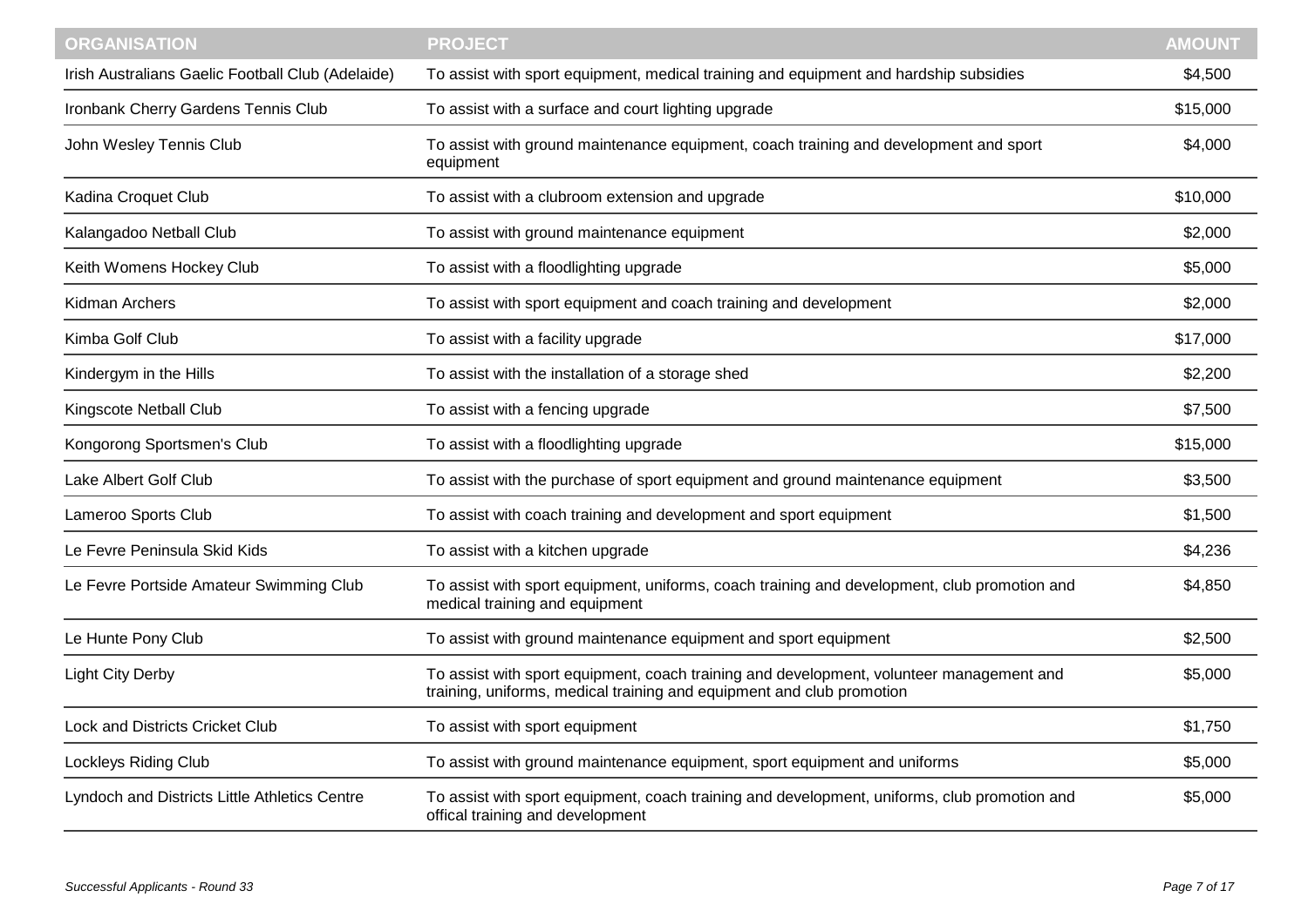| ORGANISATION | PROJECT | AMOUNT |
|---|---|---|
| Irish Australians Gaelic Football Club (Adelaide) | To assist with sport equipment, medical training and equipment and hardship subsidies | $4,500 |
| Ironbank Cherry Gardens Tennis Club | To assist with a surface and court lighting upgrade | $15,000 |
| John Wesley Tennis Club | To assist with ground maintenance equipment, coach training and development and sport equipment | $4,000 |
| Kadina Croquet Club | To assist with a clubroom extension and upgrade | $10,000 |
| Kalangadoo Netball Club | To assist with ground maintenance equipment | $2,000 |
| Keith Womens Hockey Club | To assist with a floodlighting upgrade | $5,000 |
| Kidman Archers | To assist with sport equipment and coach training and development | $2,000 |
| Kimba Golf Club | To assist with a facility upgrade | $17,000 |
| Kindergym in the Hills | To assist with the installation of a storage shed | $2,200 |
| Kingscote Netball Club | To assist with a fencing upgrade | $7,500 |
| Kongorong Sportsmen's Club | To assist with a floodlighting upgrade | $15,000 |
| Lake Albert Golf Club | To assist with the purchase of sport equipment and ground maintenance equipment | $3,500 |
| Lameroo Sports Club | To assist with coach training and development and sport equipment | $1,500 |
| Le Fevre Peninsula Skid Kids | To assist with a kitchen upgrade | $4,236 |
| Le Fevre Portside Amateur Swimming Club | To assist with sport equipment, uniforms, coach training and development, club promotion and medical training and equipment | $4,850 |
| Le Hunte Pony Club | To assist with ground maintenance equipment and sport equipment | $2,500 |
| Light City Derby | To assist with sport equipment, coach training and development, volunteer management and training, uniforms, medical training and equipment and club promotion | $5,000 |
| Lock and Districts Cricket Club | To assist with sport equipment | $1,750 |
| Lockleys Riding Club | To assist with ground maintenance equipment, sport equipment and uniforms | $5,000 |
| Lyndoch and Districts Little Athletics Centre | To assist with sport equipment, coach training and development, uniforms, club promotion and offical training and development | $5,000 |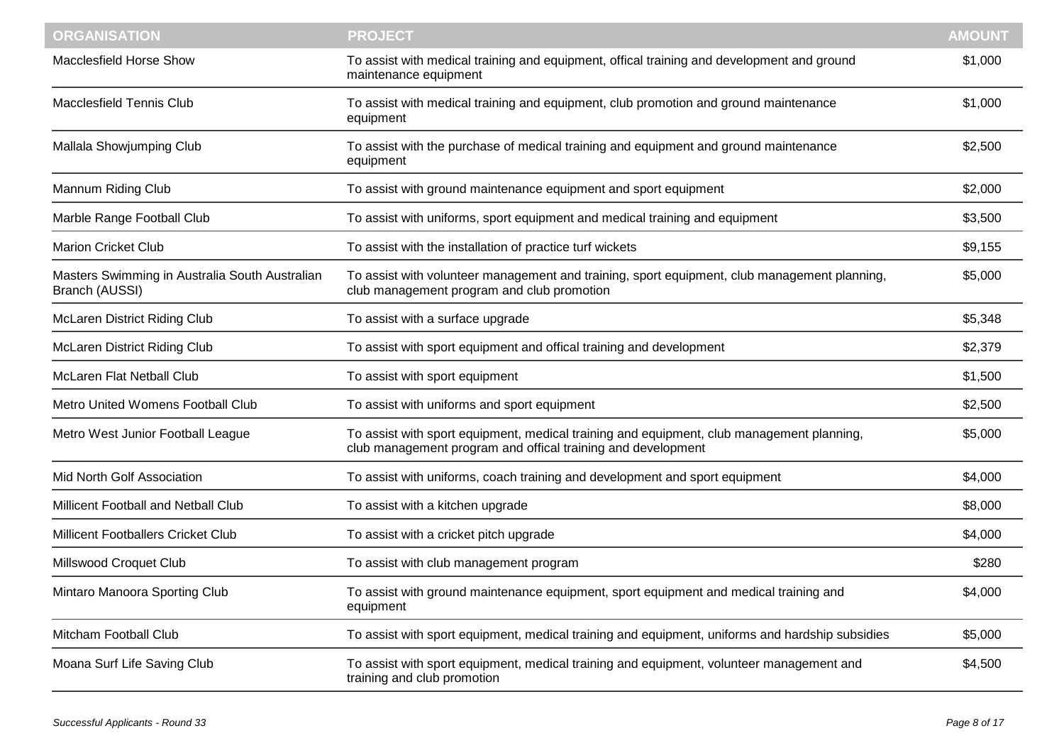| ORGANISATION | PROJECT | AMOUNT |
| --- | --- | --- |
| Macclesfield Horse Show | To assist with medical training and equipment, offical training and development and ground maintenance equipment | $1,000 |
| Macclesfield Tennis Club | To assist with medical training and equipment, club promotion and ground maintenance equipment | $1,000 |
| Mallala Showjumping Club | To assist with the purchase of medical training and equipment and ground maintenance equipment | $2,500 |
| Mannum Riding Club | To assist with ground maintenance equipment and sport equipment | $2,000 |
| Marble Range Football Club | To assist with uniforms, sport equipment and medical training and equipment | $3,500 |
| Marion Cricket Club | To assist with the installation of practice turf wickets | $9,155 |
| Masters Swimming in Australia South Australian Branch (AUSSI) | To assist with volunteer management and training, sport equipment, club management planning, club management program and club promotion | $5,000 |
| McLaren District Riding Club | To assist with a surface upgrade | $5,348 |
| McLaren District Riding Club | To assist with sport equipment and offical training and development | $2,379 |
| McLaren Flat Netball Club | To assist with sport equipment | $1,500 |
| Metro United Womens Football Club | To assist with uniforms and sport equipment | $2,500 |
| Metro West Junior Football League | To assist with sport equipment, medical training and equipment, club management planning, club management program and offical training and development | $5,000 |
| Mid North Golf Association | To assist with uniforms, coach training and development and sport equipment | $4,000 |
| Millicent Football and Netball Club | To assist with a kitchen upgrade | $8,000 |
| Millicent Footballers Cricket Club | To assist with a cricket pitch upgrade | $4,000 |
| Millswood Croquet Club | To assist with club management program | $280 |
| Mintaro Manoora Sporting Club | To assist with ground maintenance equipment, sport equipment and medical training and equipment | $4,000 |
| Mitcham Football Club | To assist with sport equipment, medical training and equipment, uniforms and hardship subsidies | $5,000 |
| Moana Surf Life Saving Club | To assist with sport equipment, medical training and equipment, volunteer management and training and club promotion | $4,500 |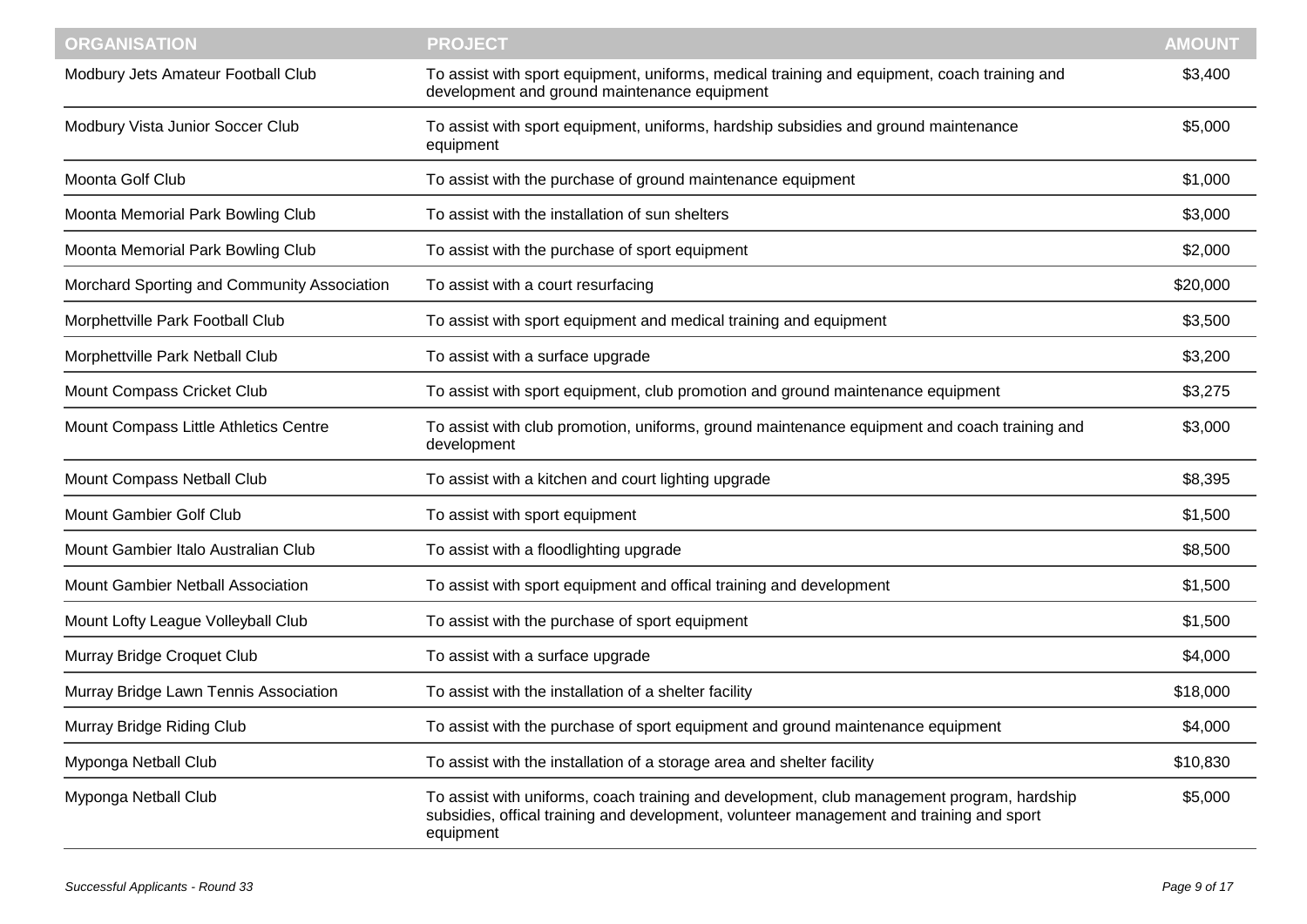| ORGANISATION | PROJECT | AMOUNT |
| --- | --- | --- |
| Modbury Jets Amateur Football Club | To assist with sport equipment, uniforms, medical training and equipment, coach training and development and ground maintenance equipment | $3,400 |
| Modbury Vista Junior Soccer Club | To assist with sport equipment, uniforms, hardship subsidies and ground maintenance equipment | $5,000 |
| Moonta Golf Club | To assist with the purchase of ground maintenance equipment | $1,000 |
| Moonta Memorial Park Bowling Club | To assist with the installation of sun shelters | $3,000 |
| Moonta Memorial Park Bowling Club | To assist with the purchase of sport equipment | $2,000 |
| Morchard Sporting and Community Association | To assist with a court resurfacing | $20,000 |
| Morphettville Park Football Club | To assist with sport equipment and medical training and equipment | $3,500 |
| Morphettville Park Netball Club | To assist with a surface upgrade | $3,200 |
| Mount Compass Cricket Club | To assist with sport equipment, club promotion and ground maintenance equipment | $3,275 |
| Mount Compass Little Athletics Centre | To assist with club promotion, uniforms, ground maintenance equipment and coach training and development | $3,000 |
| Mount Compass Netball Club | To assist with a kitchen and court lighting upgrade | $8,395 |
| Mount Gambier Golf Club | To assist with sport equipment | $1,500 |
| Mount Gambier Italo Australian Club | To assist with a floodlighting upgrade | $8,500 |
| Mount Gambier Netball Association | To assist with sport equipment and offical training and development | $1,500 |
| Mount Lofty League Volleyball Club | To assist with the purchase of sport equipment | $1,500 |
| Murray Bridge Croquet Club | To assist with a surface upgrade | $4,000 |
| Murray Bridge Lawn Tennis Association | To assist with the installation of a shelter facility | $18,000 |
| Murray Bridge Riding Club | To assist with the purchase of sport equipment and ground maintenance equipment | $4,000 |
| Myponga Netball Club | To assist with the installation of a storage area and shelter facility | $10,830 |
| Myponga Netball Club | To assist with uniforms, coach training and development, club management program, hardship subsidies, offical training and development, volunteer management and training and sport equipment | $5,000 |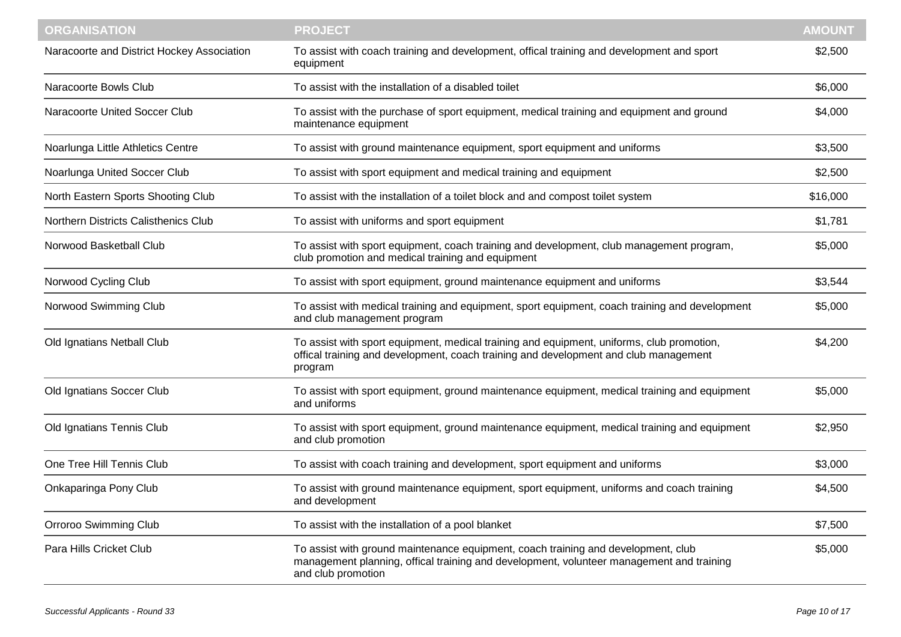| ORGANISATION | PROJECT | AMOUNT |
| --- | --- | --- |
| Naracoorte and District Hockey Association | To assist with coach training and development, offical training and development and sport equipment | $2,500 |
| Naracoorte Bowls Club | To assist with the installation of a disabled toilet | $6,000 |
| Naracoorte United Soccer Club | To assist with the purchase of sport equipment, medical training and equipment and ground maintenance equipment | $4,000 |
| Noarlunga Little Athletics Centre | To assist with ground maintenance equipment, sport equipment and uniforms | $3,500 |
| Noarlunga United Soccer Club | To assist with sport equipment and medical training and equipment | $2,500 |
| North Eastern Sports Shooting Club | To assist with the installation of a toilet block and and compost toilet system | $16,000 |
| Northern Districts Calisthenics Club | To assist with uniforms and sport equipment | $1,781 |
| Norwood Basketball Club | To assist with sport equipment, coach training and development, club management program, club promotion and medical training and equipment | $5,000 |
| Norwood Cycling Club | To assist with sport equipment, ground maintenance equipment and uniforms | $3,544 |
| Norwood Swimming Club | To assist with medical training and equipment, sport equipment, coach training and development and club management program | $5,000 |
| Old Ignatians Netball Club | To assist with sport equipment, medical training and equipment, uniforms, club promotion, offical training and development, coach training and development and club management program | $4,200 |
| Old Ignatians Soccer Club | To assist with sport equipment, ground maintenance equipment, medical training and equipment and uniforms | $5,000 |
| Old Ignatians Tennis Club | To assist with sport equipment, ground maintenance equipment, medical training and equipment and club promotion | $2,950 |
| One Tree Hill Tennis Club | To assist with coach training and development, sport equipment and uniforms | $3,000 |
| Onkaparinga Pony Club | To assist with ground maintenance equipment, sport equipment, uniforms and coach training and development | $4,500 |
| Orroroo Swimming Club | To assist with the installation of a pool blanket | $7,500 |
| Para Hills Cricket Club | To assist with ground maintenance equipment, coach training and development, club management planning, offical training and development, volunteer management and training and club promotion | $5,000 |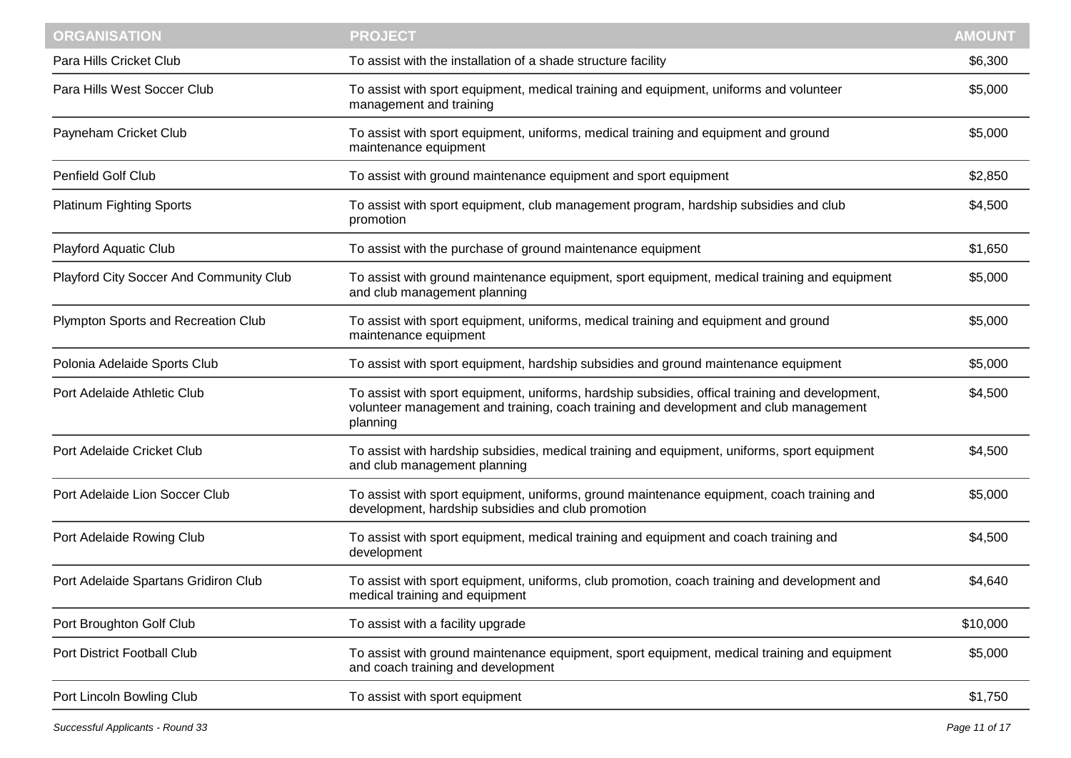| ORGANISATION | PROJECT | AMOUNT |
| --- | --- | --- |
| Para Hills Cricket Club | To assist with the installation of a shade structure facility | $6,300 |
| Para Hills West Soccer Club | To assist with sport equipment, medical training and equipment, uniforms and volunteer management and training | $5,000 |
| Payneham Cricket Club | To assist with sport equipment, uniforms, medical training and equipment and ground maintenance equipment | $5,000 |
| Penfield Golf Club | To assist with ground maintenance equipment and sport equipment | $2,850 |
| Platinum Fighting Sports | To assist with sport equipment, club management program, hardship subsidies and club promotion | $4,500 |
| Playford Aquatic Club | To assist with the purchase of ground maintenance equipment | $1,650 |
| Playford City Soccer And Community Club | To assist with ground maintenance equipment, sport equipment, medical training and equipment and club management planning | $5,000 |
| Plympton Sports and Recreation Club | To assist with sport equipment, uniforms, medical training and equipment and ground maintenance equipment | $5,000 |
| Polonia Adelaide Sports Club | To assist with sport equipment, hardship subsidies and ground maintenance equipment | $5,000 |
| Port Adelaide Athletic Club | To assist with sport equipment, uniforms, hardship subsidies, offical training and development, volunteer management and training, coach training and development and club management planning | $4,500 |
| Port Adelaide Cricket Club | To assist with hardship subsidies, medical training and equipment, uniforms, sport equipment and club management planning | $4,500 |
| Port Adelaide Lion Soccer Club | To assist with sport equipment, uniforms, ground maintenance equipment, coach training and development, hardship subsidies and club promotion | $5,000 |
| Port Adelaide Rowing Club | To assist with sport equipment, medical training and equipment and coach training and development | $4,500 |
| Port Adelaide Spartans Gridiron Club | To assist with sport equipment, uniforms, club promotion, coach training and development and medical training and equipment | $4,640 |
| Port Broughton Golf Club | To assist with a facility upgrade | $10,000 |
| Port District Football Club | To assist with ground maintenance equipment, sport equipment, medical training and equipment and coach training and development | $5,000 |
| Port Lincoln Bowling Club | To assist with sport equipment | $1,750 |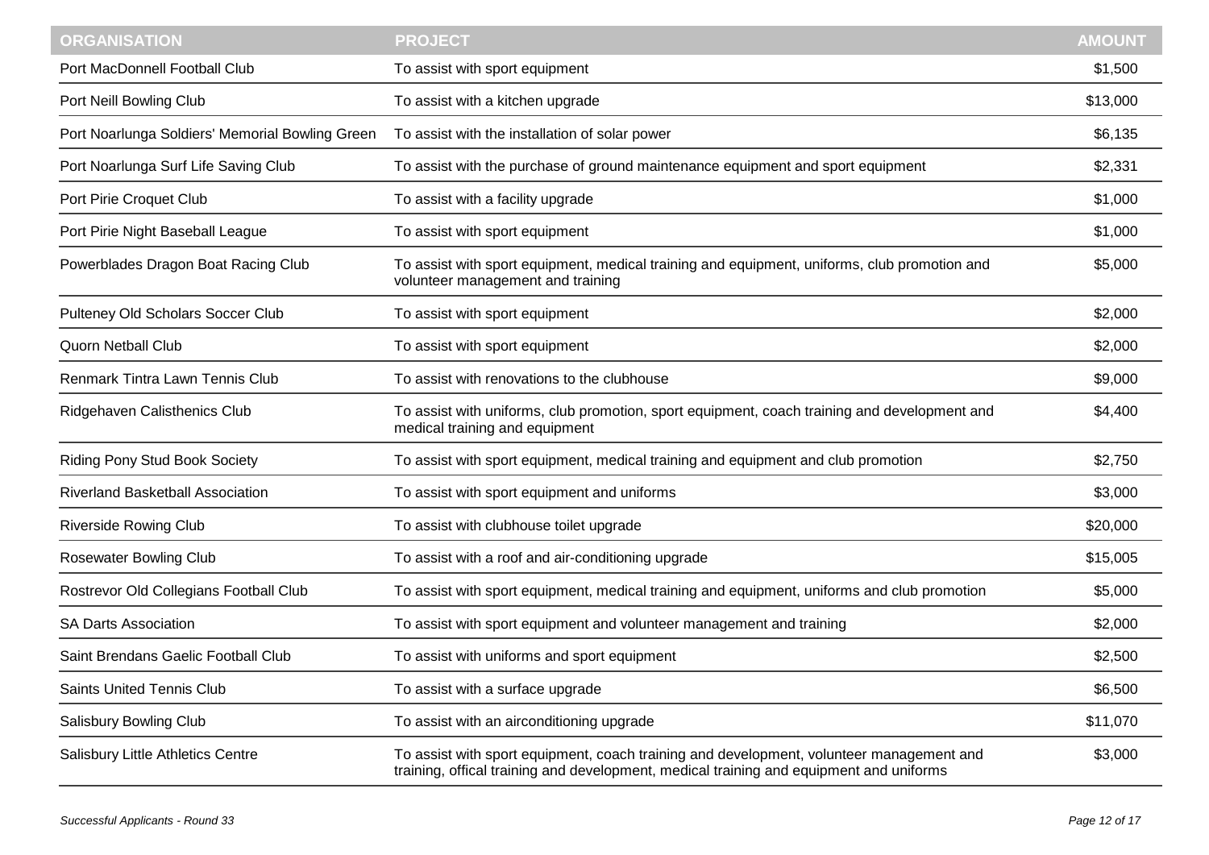| ORGANISATION | PROJECT | AMOUNT |
|---|---|---|
| Port MacDonnell Football Club | To assist with sport equipment | $1,500 |
| Port Neill Bowling Club | To assist with a kitchen upgrade | $13,000 |
| Port Noarlunga Soldiers' Memorial Bowling Green | To assist with the installation of solar power | $6,135 |
| Port Noarlunga Surf Life Saving Club | To assist with the purchase of ground maintenance equipment and sport equipment | $2,331 |
| Port Pirie Croquet Club | To assist with a facility upgrade | $1,000 |
| Port Pirie Night Baseball League | To assist with sport equipment | $1,000 |
| Powerblades Dragon Boat Racing Club | To assist with sport equipment, medical training and equipment, uniforms, club promotion and volunteer management and training | $5,000 |
| Pulteney Old Scholars Soccer Club | To assist with sport equipment | $2,000 |
| Quorn Netball Club | To assist with sport equipment | $2,000 |
| Renmark Tintra Lawn Tennis Club | To assist with renovations to the clubhouse | $9,000 |
| Ridgehaven Calisthenics Club | To assist with uniforms, club promotion, sport equipment, coach training and development and medical training and equipment | $4,400 |
| Riding Pony Stud Book Society | To assist with sport equipment, medical training and equipment and club promotion | $2,750 |
| Riverland Basketball Association | To assist with sport equipment and uniforms | $3,000 |
| Riverside Rowing Club | To assist with clubhouse toilet upgrade | $20,000 |
| Rosewater Bowling Club | To assist with a roof and air-conditioning upgrade | $15,005 |
| Rostrevor Old Collegians Football Club | To assist with sport equipment, medical training and equipment, uniforms and club promotion | $5,000 |
| SA Darts Association | To assist with sport equipment and volunteer management and training | $2,000 |
| Saint Brendans Gaelic Football Club | To assist with uniforms and sport equipment | $2,500 |
| Saints United Tennis Club | To assist with a surface upgrade | $6,500 |
| Salisbury Bowling Club | To assist with an airconditioning upgrade | $11,070 |
| Salisbury Little Athletics Centre | To assist with sport equipment, coach training and development, volunteer management and training, offical training and development, medical training and equipment and uniforms | $3,000 |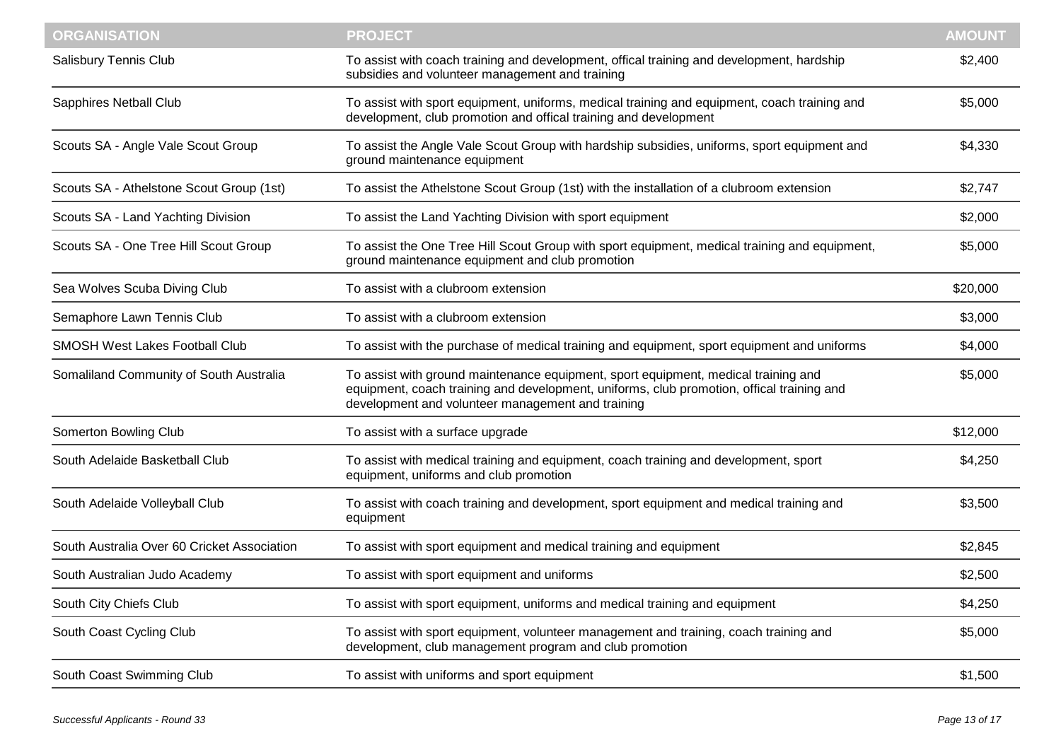| ORGANISATION | PROJECT | AMOUNT |
|---|---|---|
| Salisbury Tennis Club | To assist with coach training and development, offical training and development, hardship subsidies and volunteer management and training | $2,400 |
| Sapphires Netball Club | To assist with sport equipment, uniforms, medical training and equipment, coach training and development, club promotion and offical training and development | $5,000 |
| Scouts SA - Angle Vale Scout Group | To assist the Angle Vale Scout Group with hardship subsidies, uniforms, sport equipment and ground maintenance equipment | $4,330 |
| Scouts SA - Athelstone Scout Group (1st) | To assist the Athelstone Scout Group (1st) with the installation of a clubroom extension | $2,747 |
| Scouts SA - Land Yachting Division | To assist the Land Yachting Division with sport equipment | $2,000 |
| Scouts SA - One Tree Hill Scout Group | To assist the One Tree Hill Scout Group with sport equipment, medical training and equipment, ground maintenance equipment and club promotion | $5,000 |
| Sea Wolves Scuba Diving Club | To assist with a clubroom extension | $20,000 |
| Semaphore Lawn Tennis Club | To assist with a clubroom extension | $3,000 |
| SMOSH West Lakes Football Club | To assist with the purchase of medical training and equipment, sport equipment and uniforms | $4,000 |
| Somaliland Community of South Australia | To assist with ground maintenance equipment, sport equipment, medical training and equipment, coach training and development, uniforms, club promotion, offical training and development and volunteer management and training | $5,000 |
| Somerton Bowling Club | To assist with a surface upgrade | $12,000 |
| South Adelaide Basketball Club | To assist with medical training and equipment, coach training and development, sport equipment, uniforms and club promotion | $4,250 |
| South Adelaide Volleyball Club | To assist with coach training and development, sport equipment and medical training and equipment | $3,500 |
| South Australia Over 60 Cricket Association | To assist with sport equipment and medical training and equipment | $2,845 |
| South Australian Judo Academy | To assist with sport equipment and uniforms | $2,500 |
| South City Chiefs Club | To assist with sport equipment, uniforms and medical training and equipment | $4,250 |
| South Coast Cycling Club | To assist with sport equipment, volunteer management and training, coach training and development, club management program and club promotion | $5,000 |
| South Coast Swimming Club | To assist with uniforms and sport equipment | $1,500 |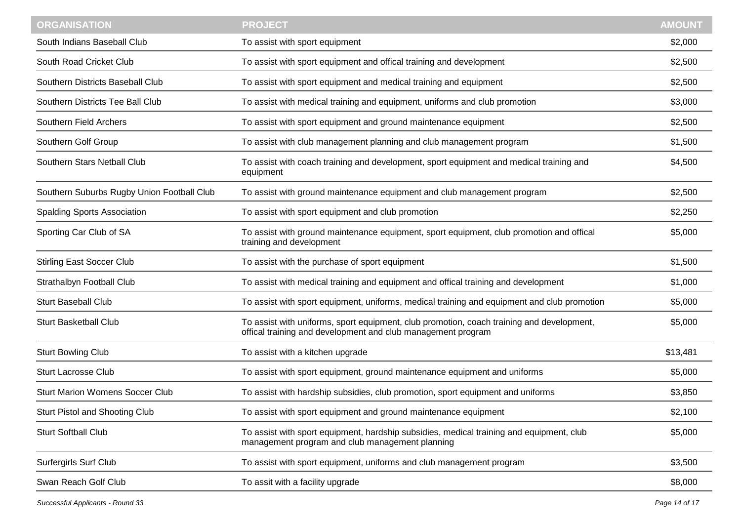| ORGANISATION | PROJECT | AMOUNT |
| --- | --- | --- |
| South Indians Baseball Club | To assist with sport equipment | $2,000 |
| South Road Cricket Club | To assist with sport equipment and offical training and development | $2,500 |
| Southern Districts Baseball Club | To assist with sport equipment and medical training and equipment | $2,500 |
| Southern Districts Tee Ball Club | To assist with medical training and equipment, uniforms and club promotion | $3,000 |
| Southern Field Archers | To assist with sport equipment and ground maintenance equipment | $2,500 |
| Southern Golf Group | To assist with club management planning and club management program | $1,500 |
| Southern Stars Netball Club | To assist with coach training and development, sport equipment and medical training and equipment | $4,500 |
| Southern Suburbs Rugby Union Football Club | To assist with ground maintenance equipment and club management program | $2,500 |
| Spalding Sports Association | To assist with sport equipment and club promotion | $2,250 |
| Sporting Car Club of SA | To assist with ground maintenance equipment, sport equipment, club promotion and offical training and development | $5,000 |
| Stirling East Soccer Club | To assist with the purchase of sport equipment | $1,500 |
| Strathalbyn Football Club | To assist with medical training and equipment and offical training and development | $1,000 |
| Sturt Baseball Club | To assist with sport equipment, uniforms, medical training and equipment and club promotion | $5,000 |
| Sturt Basketball Club | To assist with uniforms, sport equipment, club promotion, coach training and development, offical training and development and club management program | $5,000 |
| Sturt Bowling Club | To assist with a kitchen upgrade | $13,481 |
| Sturt Lacrosse Club | To assist with sport equipment, ground maintenance equipment and uniforms | $5,000 |
| Sturt Marion Womens Soccer Club | To assist with hardship subsidies, club promotion, sport equipment and uniforms | $3,850 |
| Sturt Pistol and Shooting Club | To assist with sport equipment and ground maintenance equipment | $2,100 |
| Sturt Softball Club | To assist with sport equipment, hardship subsidies, medical training and equipment, club management program and club management planning | $5,000 |
| Surfergirls Surf Club | To assist with sport equipment, uniforms and club management program | $3,500 |
| Swan Reach Golf Club | To assit with a facility upgrade | $8,000 |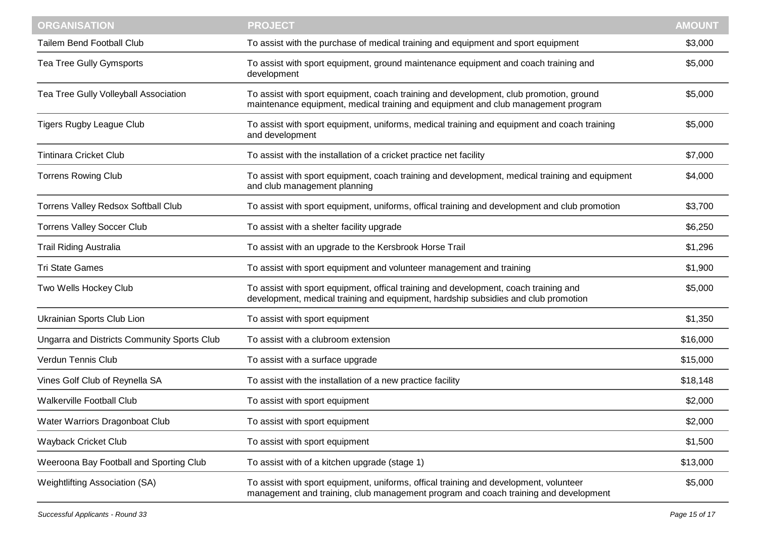| ORGANISATION | PROJECT | AMOUNT |
| --- | --- | --- |
| Tailem Bend Football Club | To assist with the purchase of medical training and equipment and sport equipment | $3,000 |
| Tea Tree Gully Gymsports | To assist with sport equipment, ground maintenance equipment and coach training and development | $5,000 |
| Tea Tree Gully Volleyball Association | To assist with sport equipment, coach training and development, club promotion, ground maintenance equipment, medical training and equipment and club management program | $5,000 |
| Tigers Rugby League Club | To assist with sport equipment, uniforms, medical training and equipment and coach training and development | $5,000 |
| Tintinara Cricket Club | To assist with the installation of a cricket practice net facility | $7,000 |
| Torrens Rowing Club | To assist with sport equipment, coach training and development, medical training and equipment and club management planning | $4,000 |
| Torrens Valley Redsox Softball Club | To assist with sport equipment, uniforms, offical training and development and club promotion | $3,700 |
| Torrens Valley Soccer Club | To assist with a shelter facility upgrade | $6,250 |
| Trail Riding Australia | To assist with an upgrade to the Kersbrook Horse Trail | $1,296 |
| Tri State Games | To assist with sport equipment and volunteer management and training | $1,900 |
| Two Wells Hockey Club | To assist with sport equipment, offical training and development, coach training and development, medical training and equipment, hardship subsidies and club promotion | $5,000 |
| Ukrainian Sports Club Lion | To assist with sport equipment | $1,350 |
| Ungarra and Districts Community Sports Club | To assist with a clubroom extension | $16,000 |
| Verdun Tennis Club | To assist with a surface upgrade | $15,000 |
| Vines Golf Club of Reynella SA | To assist with the installation of a new practice facility | $18,148 |
| Walkerville Football Club | To assist with sport equipment | $2,000 |
| Water Warriors Dragonboat Club | To assist with sport equipment | $2,000 |
| Wayback Cricket Club | To assist with sport equipment | $1,500 |
| Weeroona Bay Football and Sporting Club | To assist with of a kitchen upgrade (stage 1) | $13,000 |
| Weightlifting Association (SA) | To assist with sport equipment, uniforms, offical training and development, volunteer management and training, club management program and coach training and development | $5,000 |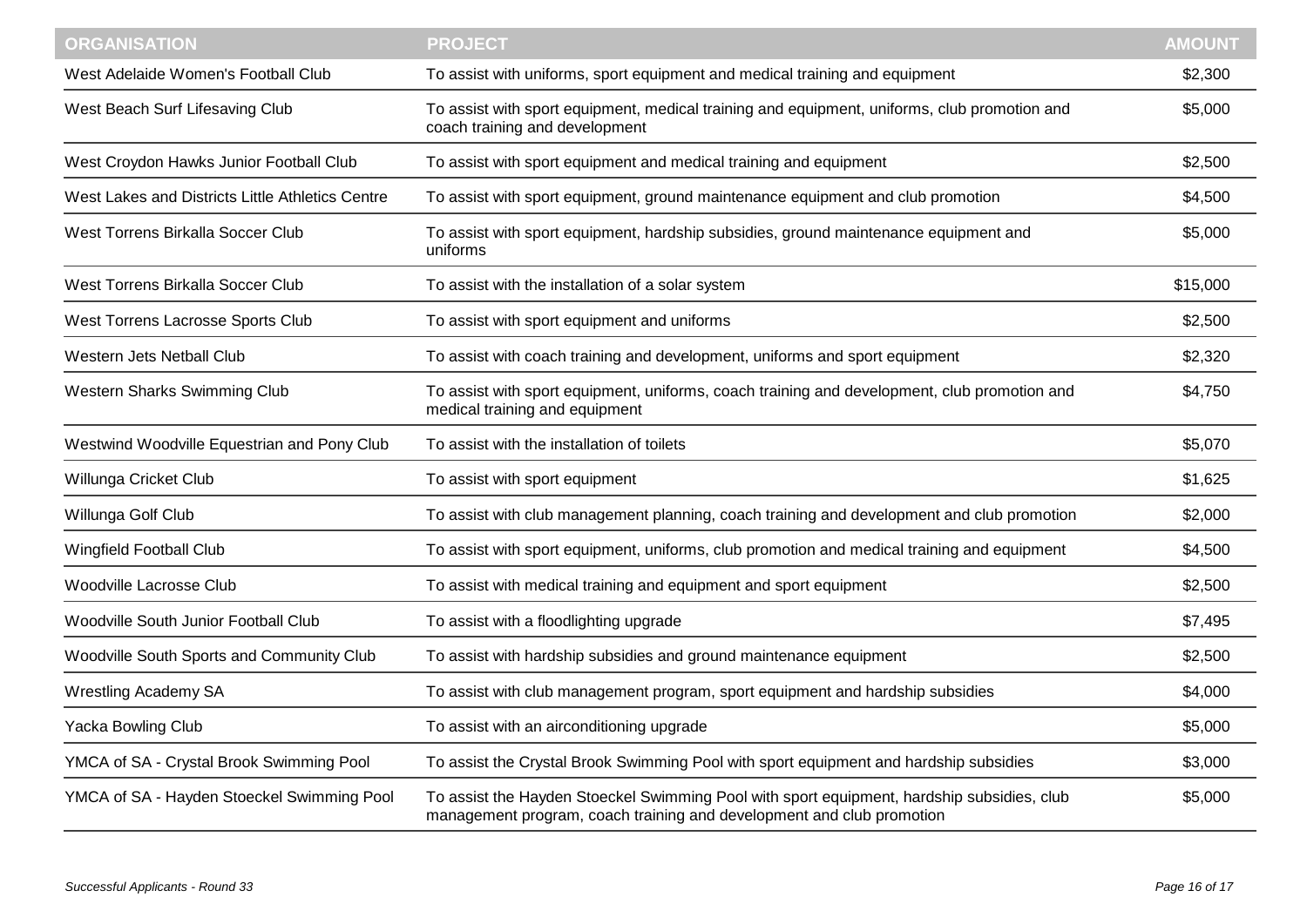| ORGANISATION | PROJECT | AMOUNT |
|---|---|---|
| West Adelaide Women's Football Club | To assist with uniforms, sport equipment and medical training and equipment | $2,300 |
| West Beach Surf Lifesaving Club | To assist with sport equipment, medical training and equipment, uniforms, club promotion and coach training and development | $5,000 |
| West Croydon Hawks Junior Football Club | To assist with sport equipment and medical training and equipment | $2,500 |
| West Lakes and Districts Little Athletics Centre | To assist with sport equipment, ground maintenance equipment and club promotion | $4,500 |
| West Torrens Birkalla Soccer Club | To assist with sport equipment, hardship subsidies, ground maintenance equipment and uniforms | $5,000 |
| West Torrens Birkalla Soccer Club | To assist with the installation of a solar system | $15,000 |
| West Torrens Lacrosse Sports Club | To assist with sport equipment and uniforms | $2,500 |
| Western Jets Netball Club | To assist with coach training and development, uniforms and sport equipment | $2,320 |
| Western Sharks Swimming Club | To assist with sport equipment, uniforms, coach training and development, club promotion and medical training and equipment | $4,750 |
| Westwind Woodville Equestrian and Pony Club | To assist with the installation of toilets | $5,070 |
| Willunga Cricket Club | To assist with sport equipment | $1,625 |
| Willunga Golf Club | To assist with club management planning, coach training and development and club promotion | $2,000 |
| Wingfield Football Club | To assist with sport equipment, uniforms, club promotion and medical training and equipment | $4,500 |
| Woodville Lacrosse Club | To assist with medical training and equipment and sport equipment | $2,500 |
| Woodville South Junior Football Club | To assist with a floodlighting upgrade | $7,495 |
| Woodville South Sports and Community Club | To assist with hardship subsidies and ground maintenance equipment | $2,500 |
| Wrestling Academy SA | To assist with club management program, sport equipment and hardship subsidies | $4,000 |
| Yacka Bowling Club | To assist with an airconditioning upgrade | $5,000 |
| YMCA of SA - Crystal Brook Swimming Pool | To assist the Crystal Brook Swimming Pool with sport equipment and hardship subsidies | $3,000 |
| YMCA of SA - Hayden Stoeckel Swimming Pool | To assist the Hayden Stoeckel Swimming Pool with sport equipment, hardship subsidies, club management program, coach training and development and club promotion | $5,000 |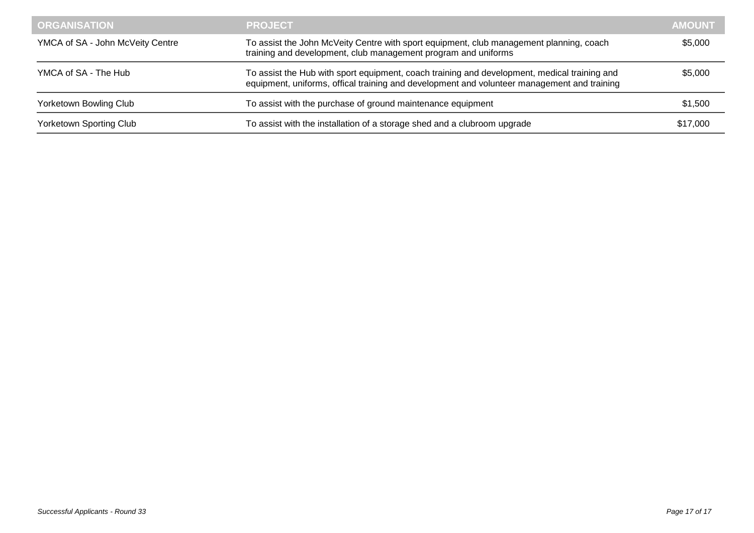| ORGANISATION | PROJECT | AMOUNT |
| --- | --- | --- |
| YMCA of SA - John McVeity Centre | To assist the John McVeity Centre with sport equipment, club management planning, coach training and development, club management program and uniforms | $5,000 |
| YMCA of SA - The Hub | To assist the Hub with sport equipment, coach training and development, medical training and equipment, uniforms, offical training and development and volunteer management and training | $5,000 |
| Yorketown Bowling Club | To assist with the purchase of ground maintenance equipment | $1,500 |
| Yorketown Sporting Club | To assist with the installation of a storage shed and a clubroom upgrade | $17,000 |